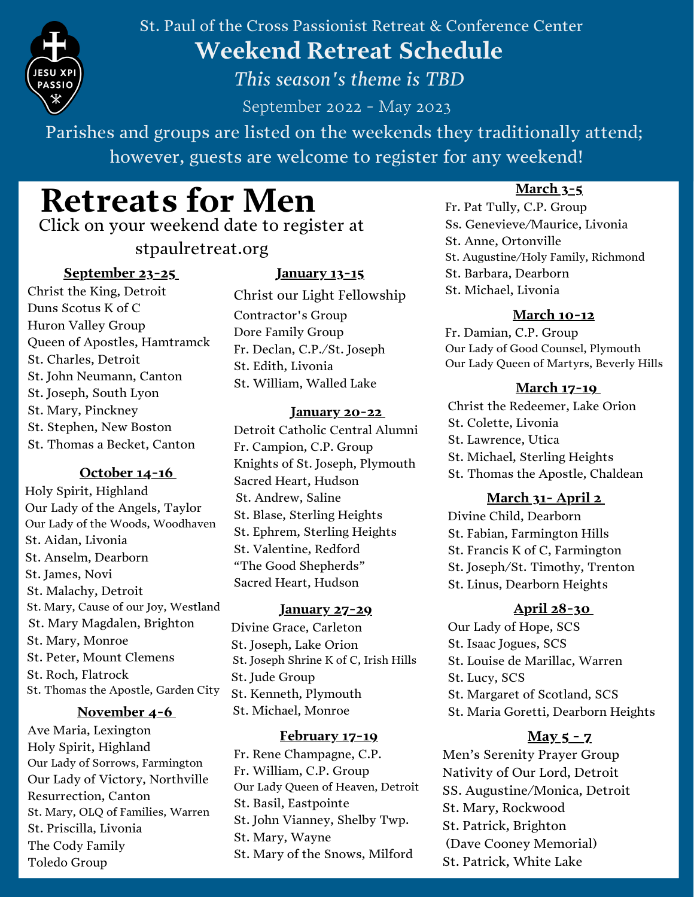St. Paul of the Cross Passionist Retreat & Conference Center

# Weekend Retreat Schedule

*This season's theme is TBD*

September 2022 - May 2023

Parishes and groups are listed on the weekends they traditionally attend; however, guests are welcome to register for any weekend!

# Retreats for Men

Click on your weekend date to register at stpaulretreat.org

### September 23-25

Christ the King, Detroit
Duns Scotus K of C
Huron Valley Group
Queen of Apostles, Hamtramck
St. Charles, Detroit
St. John Neumann, Canton
St. Joseph, South Lyon
St. Mary, Pinckney
St. Stephen, New Boston
St. Thomas a Becket, Canton

### October 14-16

Holy Spirit, Highland
Our Lady of the Angels, Taylor
Our Lady of the Woods, Woodhaven
St. Aidan, Livonia
St. Anselm, Dearborn
St. James, Novi
St. Malachy, Detroit
St. Mary, Cause of our Joy, Westland
St. Mary Magdalen, Brighton
St. Mary, Monroe
St. Peter, Mount Clemens
St. Roch, Flatrock
St. Thomas the Apostle, Garden City

### November 4-6

Ave Maria, Lexington
Holy Spirit, Highland
Our Lady of Sorrows, Farmington
Our Lady of Victory, Northville
Resurrection, Canton
St. Mary, OLQ of Families, Warren
St. Priscilla, Livonia
The Cody Family
Toledo Group

### January 13-15

Christ our Light Fellowship
Contractor's Group
Dore Family Group
Fr. Declan, C.P./St. Joseph
St. Edith, Livonia
St. William, Walled Lake

### January 20-22

Detroit Catholic Central Alumni
Fr. Campion, C.P. Group
Knights of St. Joseph, Plymouth
Sacred Heart, Hudson
St. Andrew, Saline
St. Blase, Sterling Heights
St. Ephrem, Sterling Heights
St. Valentine, Redford
"The Good Shepherds"
Sacred Heart, Hudson

### January 27-29

Divine Grace, Carleton
St. Joseph, Lake Orion
St. Joseph Shrine K of C, Irish Hills
St. Jude Group
St. Kenneth, Plymouth
St. Michael, Monroe

### February 17-19

Fr. Rene Champagne, C.P.
Fr. William, C.P. Group
Our Lady Queen of Heaven, Detroit
St. Basil, Eastpointe
St. John Vianney, Shelby Twp.
St. Mary, Wayne
St. Mary of the Snows, Milford

### March 3-5

Fr. Pat Tully, C.P. Group
Ss. Genevieve/Maurice, Livonia
St. Anne, Ortonville
St. Augustine/Holy Family, Richmond
St. Barbara, Dearborn
St. Michael, Livonia

### March 10-12

Fr. Damian, C.P. Group
Our Lady of Good Counsel, Plymouth
Our Lady Queen of Martyrs, Beverly Hills

### March 17-19

Christ the Redeemer, Lake Orion
St. Colette, Livonia
St. Lawrence, Utica
St. Michael, Sterling Heights
St. Thomas the Apostle, Chaldean

### March 31- April 2

Divine Child, Dearborn
St. Fabian, Farmington Hills
St. Francis K of C, Farmington
St. Joseph/St. Timothy, Trenton
St. Linus, Dearborn Heights

### April 28-30

Our Lady of Hope, SCS
St. Isaac Jogues, SCS
St. Louise de Marillac, Warren
St. Lucy, SCS
St. Margaret of Scotland, SCS
St. Maria Goretti, Dearborn Heights

### May 5 - 7

Men's Serenity Prayer Group
Nativity of Our Lord, Detroit
SS. Augustine/Monica, Detroit
St. Mary, Rockwood
St. Patrick, Brighton
(Dave Cooney Memorial)
St. Patrick, White Lake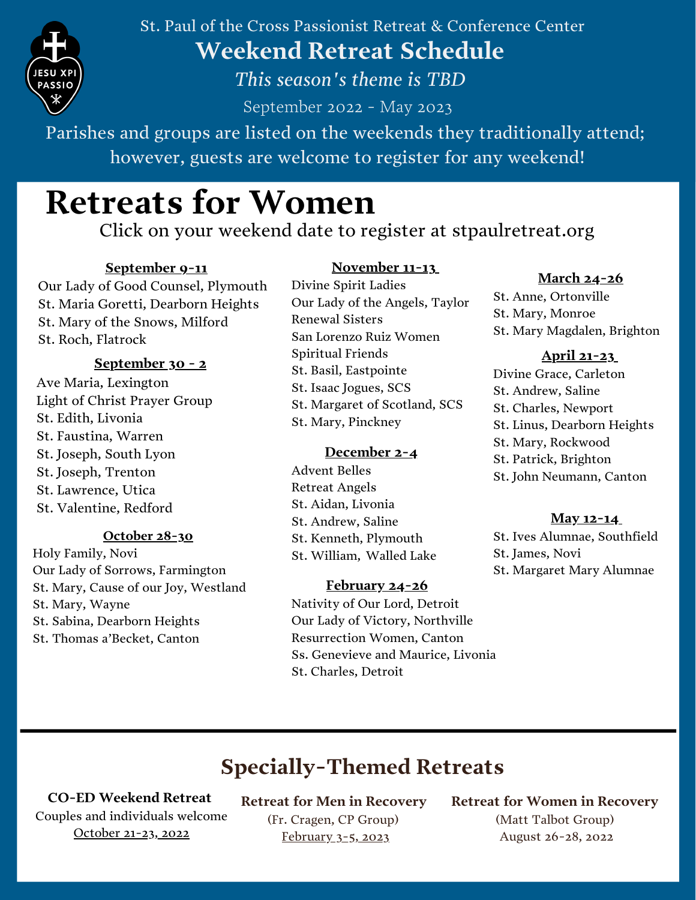St. Paul of the Cross Passionist Retreat & Conference Center

# Weekend Retreat Schedule

*This season's theme is TBD*

September 2022 - May 2023

Parishes and groups are listed on the weekends they traditionally attend; however, guests are welcome to register for any weekend!

# Retreats for Women

Click on your weekend date to register at stpaulretreat.org

**September 9-11**

Our Lady of Good Counsel, Plymouth
St. Maria Goretti, Dearborn Heights
St. Mary of the Snows, Milford
St. Roch, Flatrock

**September 30 - 2**

Ave Maria, Lexington
Light of Christ Prayer Group
St. Edith, Livonia
St. Faustina, Warren
St. Joseph, South Lyon
St. Joseph, Trenton
St. Lawrence, Utica
St. Valentine, Redford

**October 28-30**

Holy Family, Novi
Our Lady of Sorrows, Farmington
St. Mary, Cause of our Joy, Westland
St. Mary, Wayne
St. Sabina, Dearborn Heights
St. Thomas a'Becket, Canton

**November 11-13**

Divine Spirit Ladies
Our Lady of the Angels, Taylor
Renewal Sisters
San Lorenzo Ruiz Women
Spiritual Friends
St. Basil, Eastpointe
St. Isaac Jogues, SCS
St. Margaret of Scotland, SCS
St. Mary, Pinckney

**December 2-4**

Advent Belles
Retreat Angels
St. Aidan, Livonia
St. Andrew, Saline
St. Kenneth, Plymouth
St. William, Walled Lake

**February 24-26**

Nativity of Our Lord, Detroit
Our Lady of Victory, Northville
Resurrection Women, Canton
Ss. Genevieve and Maurice, Livonia
St. Charles, Detroit

**March 24-26**

St. Anne, Ortonville
St. Mary, Monroe
St. Mary Magdalen, Brighton

**April 21-23**

Divine Grace, Carleton
St. Andrew, Saline
St. Charles, Newport
St. Linus, Dearborn Heights
St. Mary, Rockwood
St. Patrick, Brighton
St. John Neumann, Canton

**May 12-14**

St. Ives Alumnae, Southfield
St. James, Novi
St. Margaret Mary Alumnae

## Specially-Themed Retreats

**CO-ED Weekend Retreat**
Couples and individuals welcome
October 21-23, 2022

**Retreat for Men in Recovery**
(Fr. Cragen, CP Group)
February 3-5, 2023

**Retreat for Women in Recovery**
(Matt Talbot Group)
August 26-28, 2022